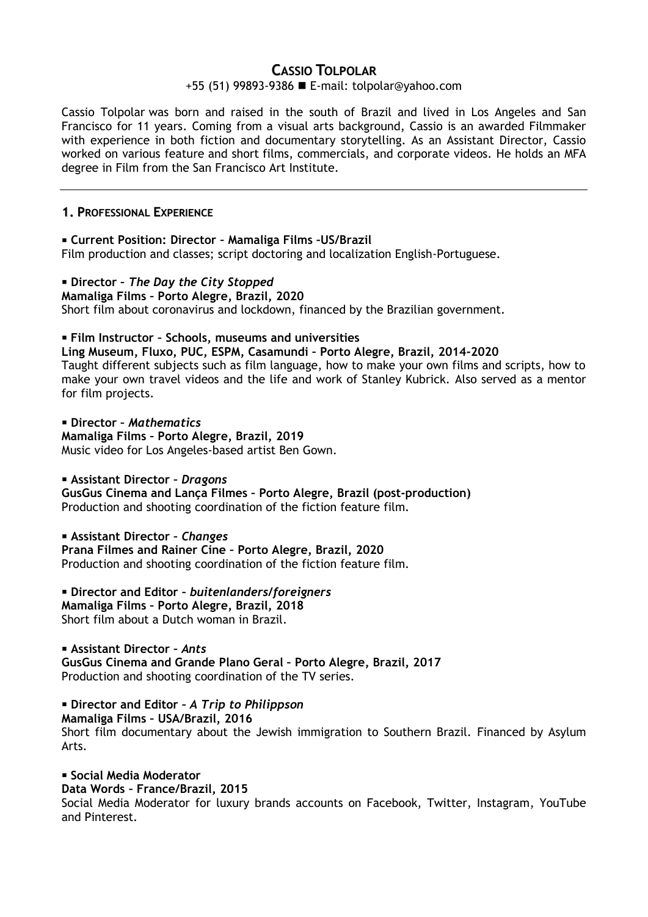# CASSIO TOLPOLAR

+55 (51) 99893-9386 ■ E-mail: tolpolar@yahoo.com

Cassio Tolpolar was born and raised in the south of Brazil and lived in Los Angeles and San Francisco for 11 years. Coming from a visual arts background, Cassio is an awarded Filmmaker with experience in both fiction and documentary storytelling. As an Assistant Director, Cassio worked on various feature and short films, commercials, and corporate videos. He holds an MFA degree in Film from the San Francisco Art Institute.

---

## 1. PROFESSIONAL EXPERIENCE

▪ **Current Position: Director – Mamaliga Films –US/Brazil**
Film production and classes; script doctoring and localization English-Portuguese.

▪ **Director – *The Day the City Stopped***
**Mamaliga Films – Porto Alegre, Brazil, 2020**
Short film about coronavirus and lockdown, financed by the Brazilian government.

▪ **Film Instructor – Schools, museums and universities**
**Ling Museum, Fluxo, PUC, ESPM, Casamundi – Porto Alegre, Brazil, 2014-2020**
Taught different subjects such as film language, how to make your own films and scripts, how to make your own travel videos and the life and work of Stanley Kubrick. Also served as a mentor for film projects.

▪ **Director – *Mathematics***
**Mamaliga Films – Porto Alegre, Brazil, 2019**
Music video for Los Angeles-based artist Ben Gown.

▪ **Assistant Director – *Dragons***
**GusGus Cinema and Lança Filmes – Porto Alegre, Brazil (post-production)**
Production and shooting coordination of the fiction feature film.

▪ **Assistant Director – *Changes***
**Prana Filmes and Rainer Cine – Porto Alegre, Brazil, 2020**
Production and shooting coordination of the fiction feature film.

▪ **Director and Editor – *buitenlanders/foreigners***
**Mamaliga Films – Porto Alegre, Brazil, 2018**
Short film about a Dutch woman in Brazil.

▪ **Assistant Director – *Ants***
**GusGus Cinema and Grande Plano Geral – Porto Alegre, Brazil, 2017**
Production and shooting coordination of the TV series.

▪ **Director and Editor – *A Trip to Philippson***
**Mamaliga Films – USA/Brazil, 2016**
Short film documentary about the Jewish immigration to Southern Brazil. Financed by Asylum Arts.

▪ **Social Media Moderator**
**Data Words – France/Brazil, 2015**
Social Media Moderator for luxury brands accounts on Facebook, Twitter, Instagram, YouTube and Pinterest.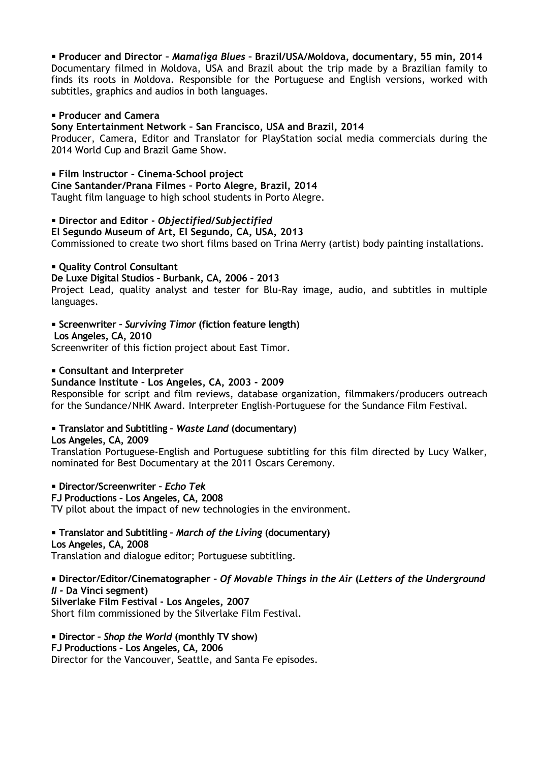▪ **Producer and Director – *Mamaliga Blues* – Brazil/USA/Moldova, documentary, 55 min, 2014**
Documentary filmed in Moldova, USA and Brazil about the trip made by a Brazilian family to finds its roots in Moldova. Responsible for the Portuguese and English versions, worked with subtitles, graphics and audios in both languages.

▪ **Producer and Camera**
**Sony Entertainment Network – San Francisco, USA and Brazil, 2014**
Producer, Camera, Editor and Translator for PlayStation social media commercials during the 2014 World Cup and Brazil Game Show.

▪ **Film Instructor – Cinema-School project**
**Cine Santander/Prana Filmes – Porto Alegre, Brazil, 2014**
Taught film language to high school students in Porto Alegre.

▪ **Director and Editor - *Objectified/Subjectified***
**El Segundo Museum of Art, El Segundo, CA, USA, 2013**
Commissioned to create two short films based on Trina Merry (artist) body painting installations.

▪ **Quality Control Consultant**
**De Luxe Digital Studios – Burbank, CA, 2006 – 2013**
Project Lead, quality analyst and tester for Blu-Ray image, audio, and subtitles in multiple languages.

▪ **Screenwriter – *Surviving Timor* (fiction feature length)**
**Los Angeles, CA, 2010**
Screenwriter of this fiction project about East Timor.

▪ **Consultant and Interpreter**
**Sundance Institute – Los Angeles, CA, 2003 - 2009**
Responsible for script and film reviews, database organization, filmmakers/producers outreach for the Sundance/NHK Award. Interpreter English-Portuguese for the Sundance Film Festival.

▪ **Translator and Subtitling – *Waste Land* (documentary)**
**Los Angeles, CA, 2009**
Translation Portuguese-English and Portuguese subtitling for this film directed by Lucy Walker, nominated for Best Documentary at the 2011 Oscars Ceremony.

▪ **Director/Screenwriter – *Echo Tek***
**FJ Productions – Los Angeles, CA, 2008**
TV pilot about the impact of new technologies in the environment.

▪ **Translator and Subtitling – *March of the Living* (documentary)**
**Los Angeles, CA, 2008**
Translation and dialogue editor; Portuguese subtitling.

▪ **Director/Editor/Cinematographer – *Of Movable Things in the Air* (*Letters of the Underground II* - Da Vinci segment)**
**Silverlake Film Festival - Los Angeles, 2007**
Short film commissioned by the Silverlake Film Festival.

▪ **Director – *Shop the World* (monthly TV show)**
**FJ Productions – Los Angeles, CA, 2006**
Director for the Vancouver, Seattle, and Santa Fe episodes.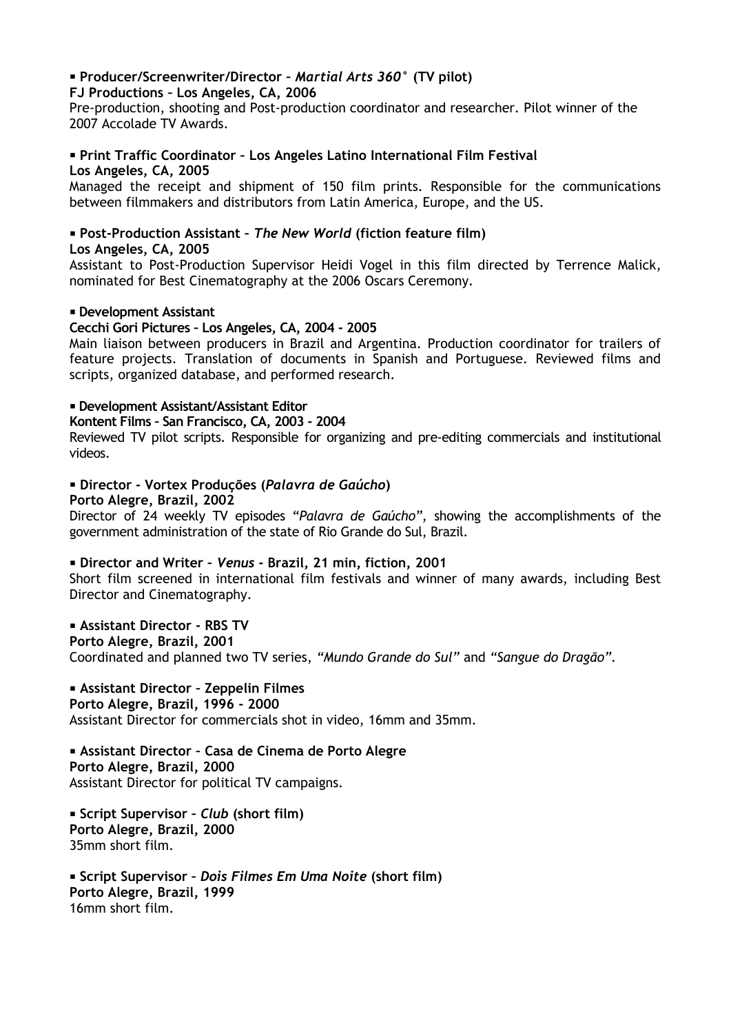▪ **Producer/Screenwriter/Director – *Martial Arts 360°* (TV pilot)**
**FJ Productions – Los Angeles, CA, 2006**
Pre-production, shooting and Post-production coordinator and researcher. Pilot winner of the 2007 Accolade TV Awards.

▪ **Print Traffic Coordinator – Los Angeles Latino International Film Festival**
**Los Angeles, CA, 2005**
Managed the receipt and shipment of 150 film prints. Responsible for the communications between filmmakers and distributors from Latin America, Europe, and the US.

▪ **Post-Production Assistant – *The New World* (fiction feature film)**
**Los Angeles, CA, 2005**
Assistant to Post-Production Supervisor Heidi Vogel in this film directed by Terrence Malick, nominated for Best Cinematography at the 2006 Oscars Ceremony.

▪ **Development Assistant**
**Cecchi Gori Pictures – Los Angeles, CA, 2004 - 2005**
Main liaison between producers in Brazil and Argentina. Production coordinator for trailers of feature projects. Translation of documents in Spanish and Portuguese. Reviewed films and scripts, organized database, and performed research.

▪ **Development Assistant/Assistant Editor**
**Kontent Films – San Francisco, CA, 2003 - 2004**
Reviewed TV pilot scripts. Responsible for organizing and pre-editing commercials and institutional videos.

▪ **Director - Vortex Produções (*Palavra de Gaúcho*)**
**Porto Alegre, Brazil, 2002**
Director of 24 weekly TV episodes "*Palavra de Gaúcho*", showing the accomplishments of the government administration of the state of Rio Grande do Sul, Brazil.

▪ **Director and Writer – *Venus* - Brazil, 21 min, fiction, 2001**
Short film screened in international film festivals and winner of many awards, including Best Director and Cinematography.

▪ **Assistant Director - RBS TV**
**Porto Alegre, Brazil, 2001**
Coordinated and planned two TV series, *"Mundo Grande do Sul"* and *"Sangue do Dragão"*.

▪ **Assistant Director – Zeppelin Filmes**
**Porto Alegre, Brazil, 1996 - 2000**
Assistant Director for commercials shot in video, 16mm and 35mm.

▪ **Assistant Director – Casa de Cinema de Porto Alegre**
**Porto Alegre, Brazil, 2000**
Assistant Director for political TV campaigns.

▪ **Script Supervisor – *Club* (short film)**
**Porto Alegre, Brazil, 2000**
35mm short film.

▪ **Script Supervisor – *Dois Filmes Em Uma Noite* (short film)**
**Porto Alegre, Brazil, 1999**
16mm short film.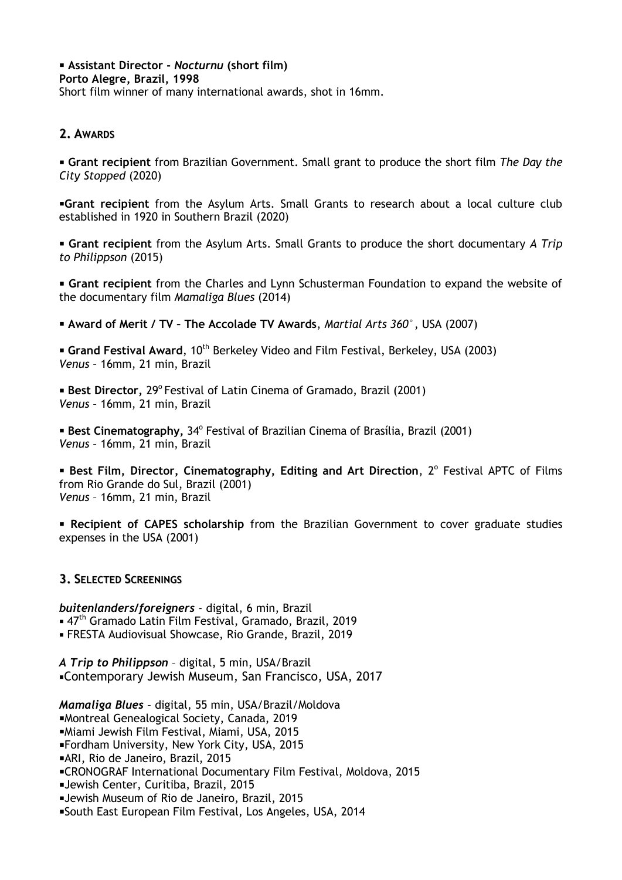- **Assistant Director -** ***Nocturnu*** **(short film)**
**Porto Alegre, Brazil, 1998**
Short film winner of many international awards, shot in 16mm.

## 2. Awards

- **Grant recipient** from Brazilian Government. Small grant to produce the short film *The Day the City Stopped* (2020)

- **Grant recipient** from the Asylum Arts. Small Grants to research about a local culture club established in 1920 in Southern Brazil (2020)

- **Grant recipient** from the Asylum Arts. Small Grants to produce the short documentary *A Trip to Philippson* (2015)

- **Grant recipient** from the Charles and Lynn Schusterman Foundation to expand the website of the documentary film *Mamaliga Blues* (2014)

- **Award of Merit / TV – The Accolade TV Awards**, *Martial Arts 360°*, USA (2007)

- **Grand Festival Award**, 10th Berkeley Video and Film Festival, Berkeley, USA (2003)
*Venus* – 16mm, 21 min, Brazil

- **Best Director,** 29º Festival of Latin Cinema of Gramado, Brazil (2001)
*Venus* – 16mm, 21 min, Brazil

- **Best Cinematography,** 34º Festival of Brazilian Cinema of Brasília, Brazil (2001)
*Venus* – 16mm, 21 min, Brazil

- **Best Film, Director, Cinematography, Editing and Art Direction**, 2º Festival APTC of Films from Rio Grande do Sul, Brazil (2001)
*Venus* – 16mm, 21 min, Brazil

- **Recipient of CAPES scholarship** from the Brazilian Government to cover graduate studies expenses in the USA (2001)

## 3. Selected Screenings

***buitenlanders/foreigners*** - digital, 6 min, Brazil
- 47th Gramado Latin Film Festival, Gramado, Brazil, 2019
- FRESTA Audiovisual Showcase, Rio Grande, Brazil, 2019

***A Trip to Philippson*** – digital, 5 min, USA/Brazil
- Contemporary Jewish Museum, San Francisco, USA, 2017

***Mamaliga Blues*** – digital, 55 min, USA/Brazil/Moldova
- Montreal Genealogical Society, Canada, 2019
- Miami Jewish Film Festival, Miami, USA, 2015
- Fordham University, New York City, USA, 2015
- ARI, Rio de Janeiro, Brazil, 2015
- CRONOGRAF International Documentary Film Festival, Moldova, 2015
- Jewish Center, Curitiba, Brazil, 2015
- Jewish Museum of Rio de Janeiro, Brazil, 2015
- South East European Film Festival, Los Angeles, USA, 2014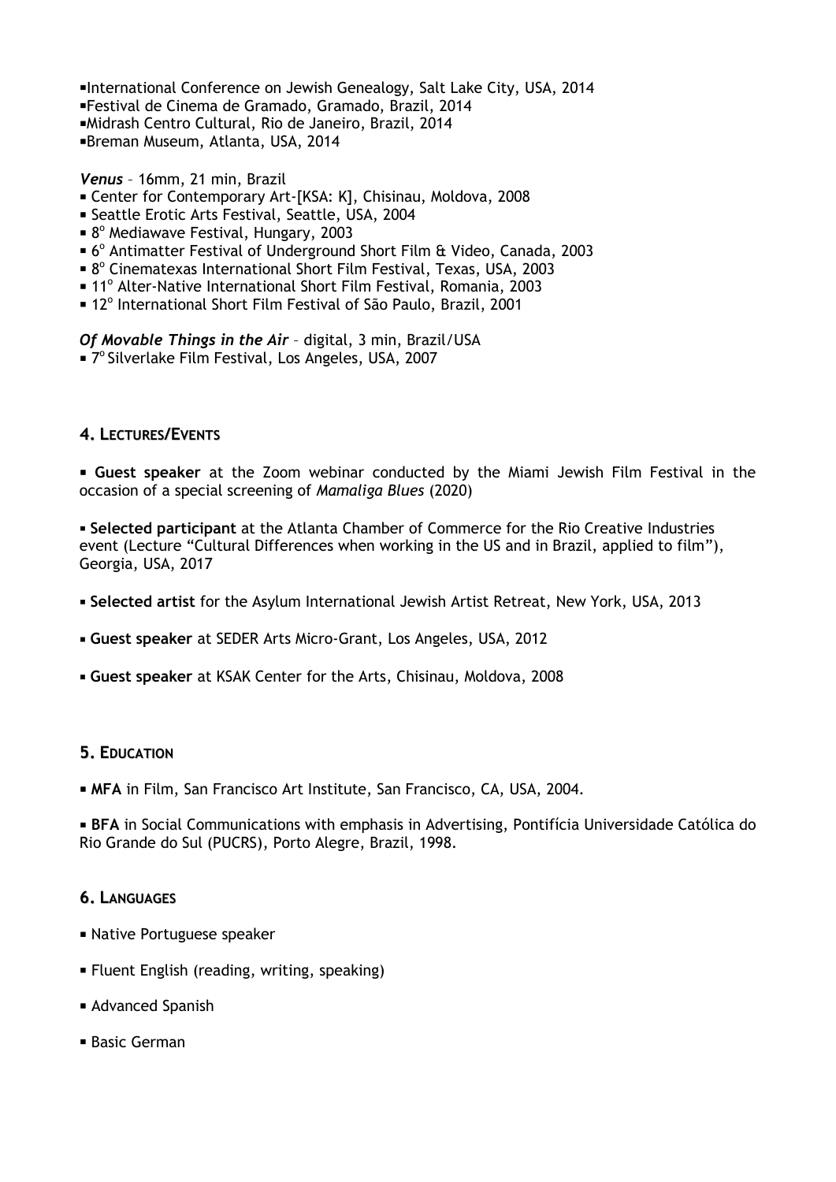- International Conference on Jewish Genealogy, Salt Lake City, USA, 2014
- Festival de Cinema de Gramado, Gramado, Brazil, 2014
- Midrash Centro Cultural, Rio de Janeiro, Brazil, 2014
- Breman Museum, Atlanta, USA, 2014

***Venus*** – 16mm, 21 min, Brazil

- Center for Contemporary Art-[KSA: K], Chisinau, Moldova, 2008
- Seattle Erotic Arts Festival, Seattle, USA, 2004
- 8º Mediawave Festival, Hungary, 2003
- 6º Antimatter Festival of Underground Short Film & Video, Canada, 2003
- 8º Cinematexas International Short Film Festival, Texas, USA, 2003
- 11º Alter-Native International Short Film Festival, Romania, 2003
- 12º International Short Film Festival of São Paulo, Brazil, 2001

***Of Movable Things in the Air*** – digital, 3 min, Brazil/USA

- 7º Silverlake Film Festival, Los Angeles, USA, 2007

## 4. Lectures/Events

- **Guest speaker** at the Zoom webinar conducted by the Miami Jewish Film Festival in the occasion of a special screening of *Mamaliga Blues* (2020)

- **Selected participant** at the Atlanta Chamber of Commerce for the Rio Creative Industries event (Lecture "Cultural Differences when working in the US and in Brazil, applied to film"), Georgia, USA, 2017

- **Selected artist** for the Asylum International Jewish Artist Retreat, New York, USA, 2013

- **Guest speaker** at SEDER Arts Micro-Grant, Los Angeles, USA, 2012

- **Guest speaker** at KSAK Center for the Arts, Chisinau, Moldova, 2008

## 5. Education

- **MFA** in Film, San Francisco Art Institute, San Francisco, CA, USA, 2004.

- **BFA** in Social Communications with emphasis in Advertising, Pontifícia Universidade Católica do Rio Grande do Sul (PUCRS), Porto Alegre, Brazil, 1998.

## 6. Languages

- Native Portuguese speaker

- Fluent English (reading, writing, speaking)

- Advanced Spanish

- Basic German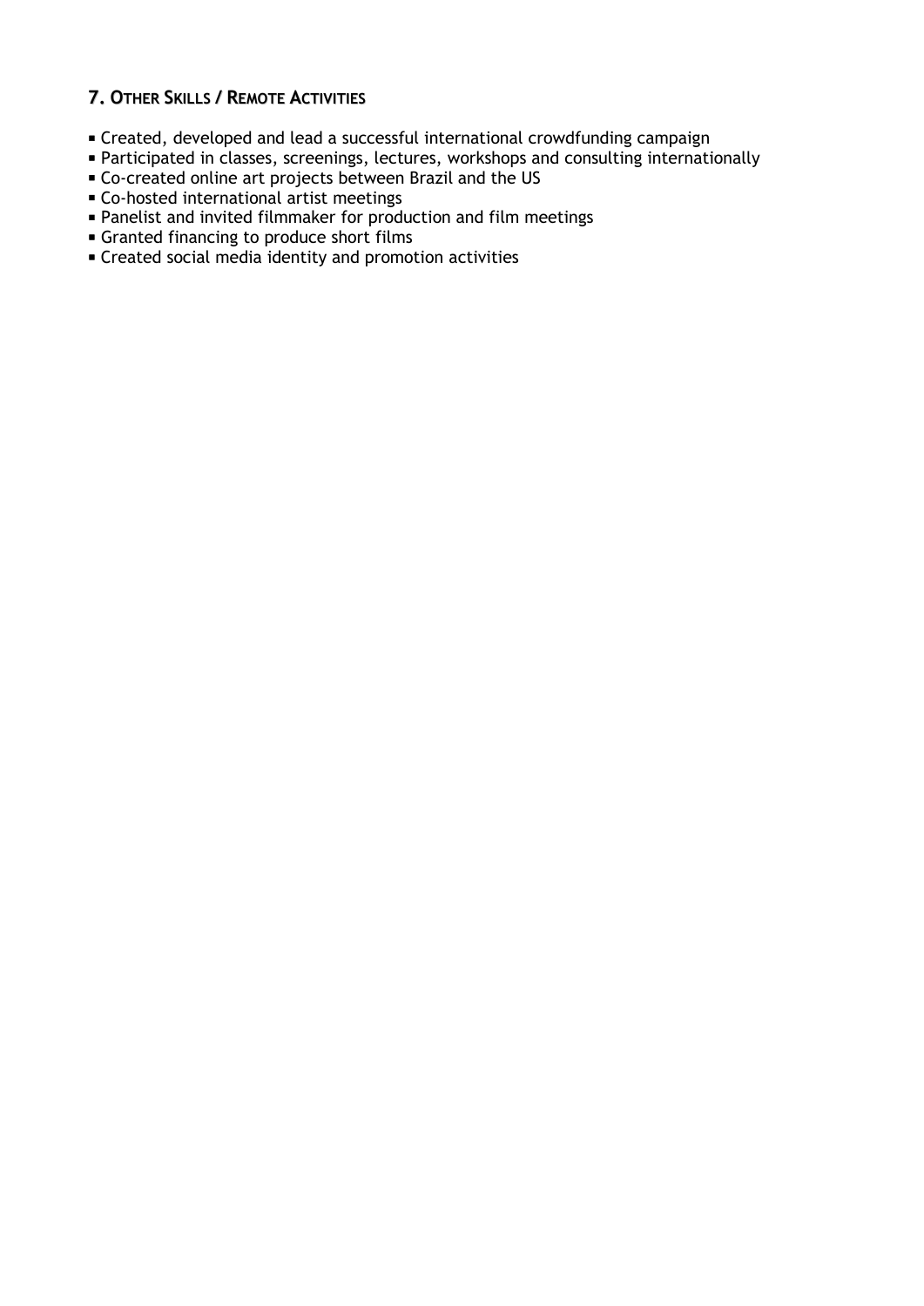## 7. Other Skills / Remote Activities

- Created, developed and lead a successful international crowdfunding campaign
- Participated in classes, screenings, lectures, workshops and consulting internationally
- Co-created online art projects between Brazil and the US
- Co-hosted international artist meetings
- Panelist and invited filmmaker for production and film meetings
- Granted financing to produce short films
- Created social media identity and promotion activities